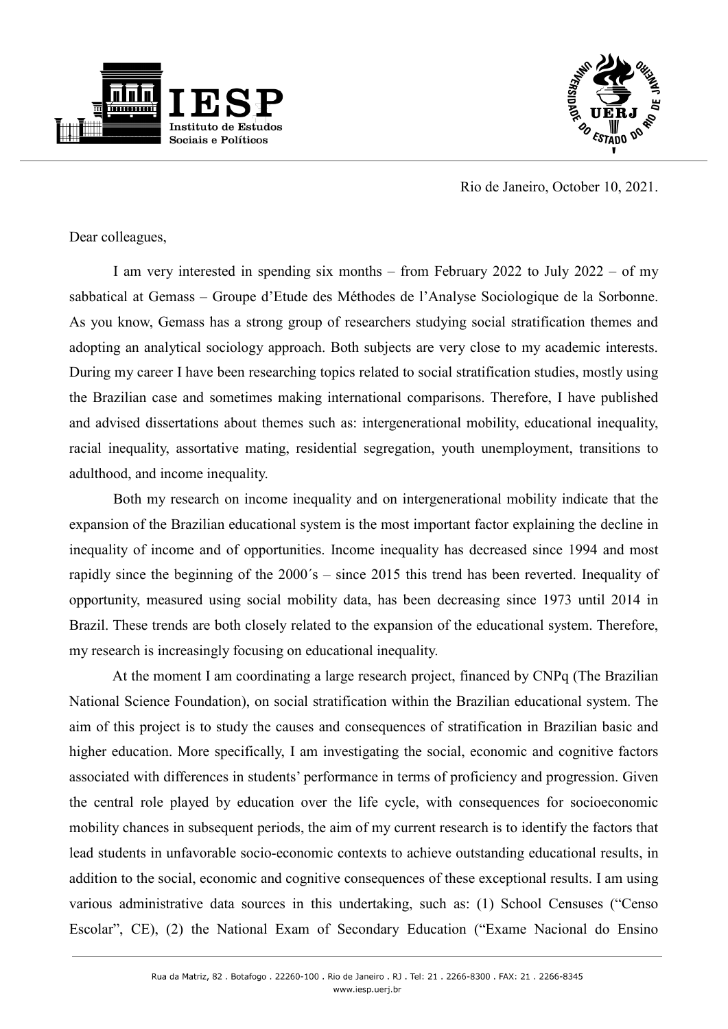Rio de Janeiro, October 10, 2021.

Dear colleagues,

I am very interested in spending six months – from February 2022 to July 2022 – of my sabbatical at Gemass – Groupe d'Etude des Méthodes de l'Analyse Sociologique de la Sorbonne. As you know, Gemass has a strong group of researchers studying social stratification themes and adopting an analytical sociology approach. Both subjects are very close to my academic interests. During my career I have been researching topics related to social stratification studies, mostly using the Brazilian case and sometimes making international comparisons. Therefore, I have published and advised dissertations about themes such as: intergenerational mobility, educational inequality, racial inequality, assortative mating, residential segregation, youth unemployment, transitions to adulthood, and income inequality.

Both my research on income inequality and on intergenerational mobility indicate that the expansion of the Brazilian educational system is the most important factor explaining the decline in inequality of income and of opportunities. Income inequality has decreased since 1994 and most rapidly since the beginning of the 2000´s – since 2015 this trend has been reverted. Inequality of opportunity, measured using social mobility data, has been decreasing since 1973 until 2014 in Brazil. These trends are both closely related to the expansion of the educational system. Therefore, my research is increasingly focusing on educational inequality.

At the moment I am coordinating a large research project, financed by CNPq (The Brazilian National Science Foundation), on social stratification within the Brazilian educational system. The aim of this project is to study the causes and consequences of stratification in Brazilian basic and higher education. More specifically, I am investigating the social, economic and cognitive factors associated with differences in students' performance in terms of proficiency and progression. Given the central role played by education over the life cycle, with consequences for socioeconomic mobility chances in subsequent periods, the aim of my current research is to identify the factors that lead students in unfavorable socio-economic contexts to achieve outstanding educational results, in addition to the social, economic and cognitive consequences of these exceptional results. I am using various administrative data sources in this undertaking, such as: (1) School Censuses ("Censo Escolar", CE), (2) the National Exam of Secondary Education ("Exame Nacional do Ensino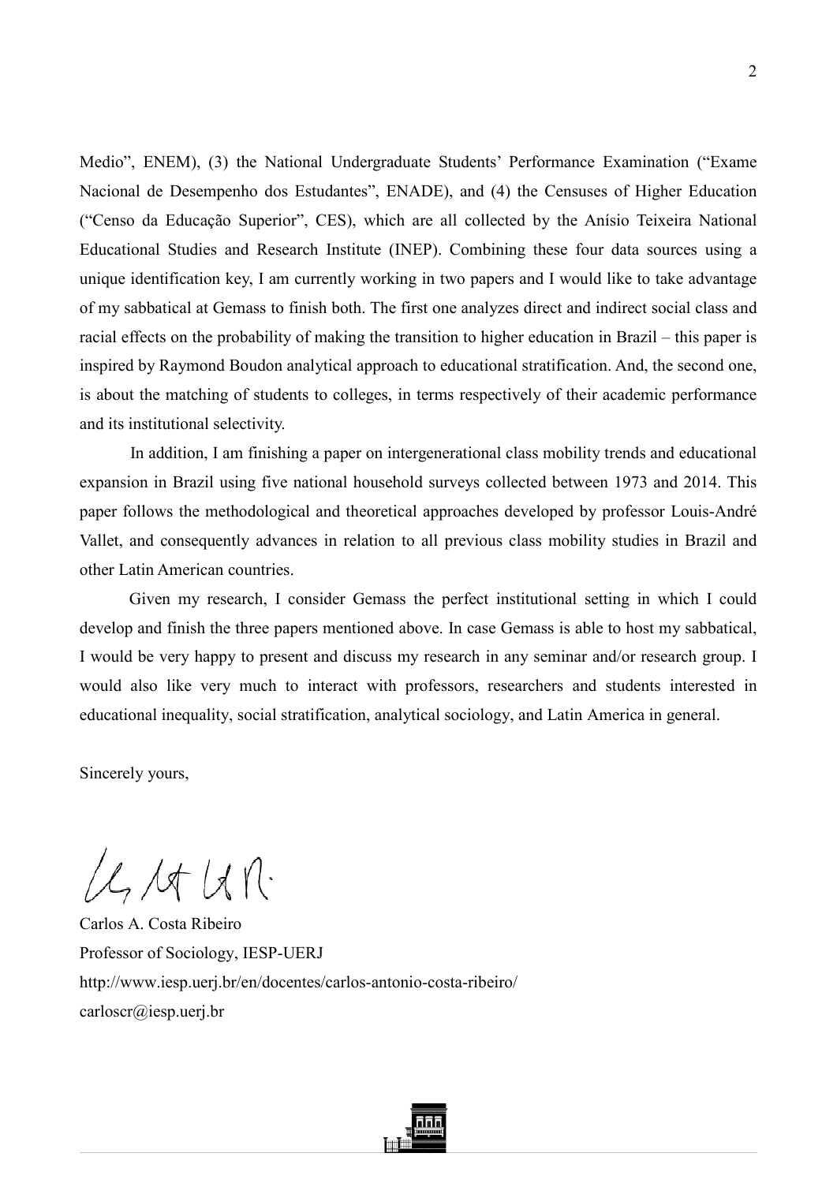Medio", ENEM), (3) the National Undergraduate Students' Performance Examination ("Exame Nacional de Desempenho dos Estudantes", ENADE), and (4) the Censuses of Higher Education ("Censo da Educação Superior", CES), which are all collected by the Anísio Teixeira National Educational Studies and Research Institute (INEP). Combining these four data sources using a unique identification key, I am currently working in two papers and I would like to take advantage of my sabbatical at Gemass to finish both. The first one analyzes direct and indirect social class and racial effects on the probability of making the transition to higher education in Brazil – this paper is inspired by Raymond Boudon analytical approach to educational stratification. And, the second one, is about the matching of students to colleges, in terms respectively of their academic performance and its institutional selectivity.

In addition, I am finishing a paper on intergenerational class mobility trends and educational expansion in Brazil using five national household surveys collected between 1973 and 2014. This paper follows the methodological and theoretical approaches developed by professor Louis-André Vallet, and consequently advances in relation to all previous class mobility studies in Brazil and other Latin American countries.

Given my research, I consider Gemass the perfect institutional setting in which I could develop and finish the three papers mentioned above. In case Gemass is able to host my sabbatical, I would be very happy to present and discuss my research in any seminar and/or research group. I would also like very much to interact with professors, researchers and students interested in educational inequality, social stratification, analytical sociology, and Latin America in general.

Sincerely yours,

Carlos A. Costa Ribeiro
Professor of Sociology, IESP-UERJ
http://www.iesp.uerj.br/en/docentes/carlos-antonio-costa-ribeiro/
carloscr@iesp.uerj.br